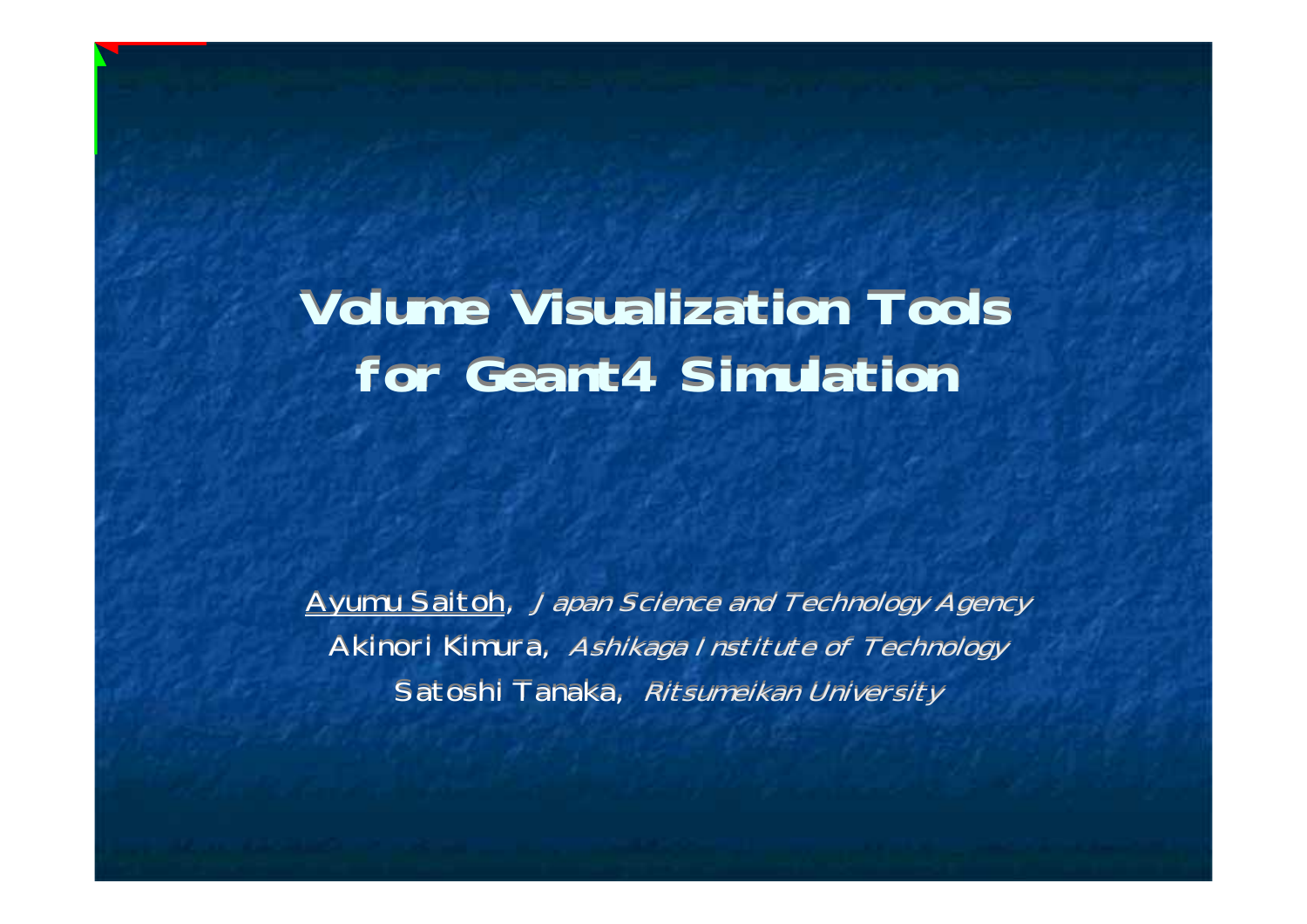# Volume Visualization Tools for Geant4 Simulation

Ayumu Saitoh, *Japan Science and Technology Agency*

Akinori Kimura, *Ashikaga Institute of Technology*

Satoshi Tanaka, *Ritsumeikan University*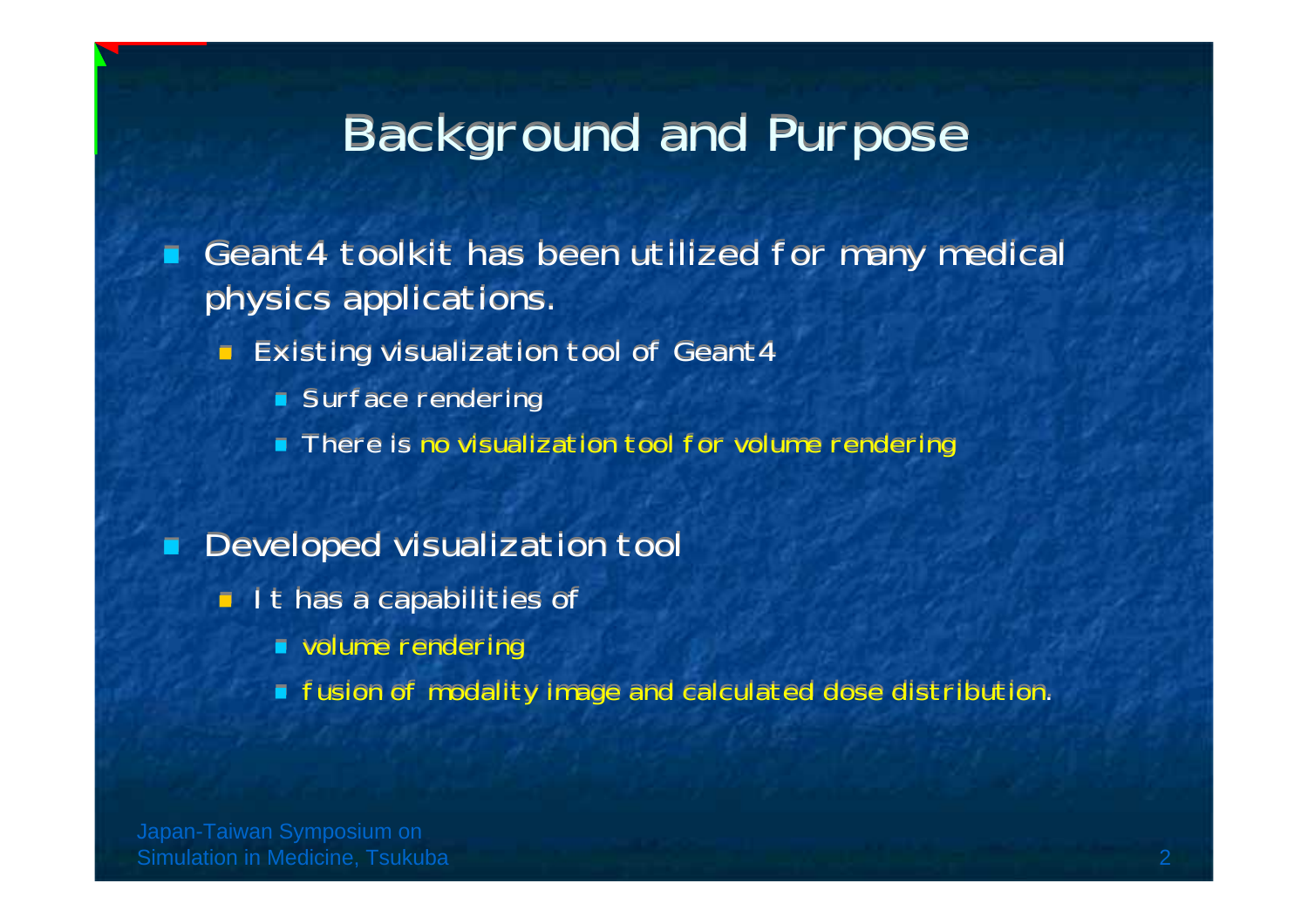# Background and Purpose

- Geant4 toolkit has been utilized for many medical physics applications.
  - Existing visualization tool of Geant4
    - Surface rendering
    - There is no visualization tool for volume rendering

- Developed visualization tool
  - It has a capabilities of
    - volume rendering
    - fusion of modality image and calculated dose distribution.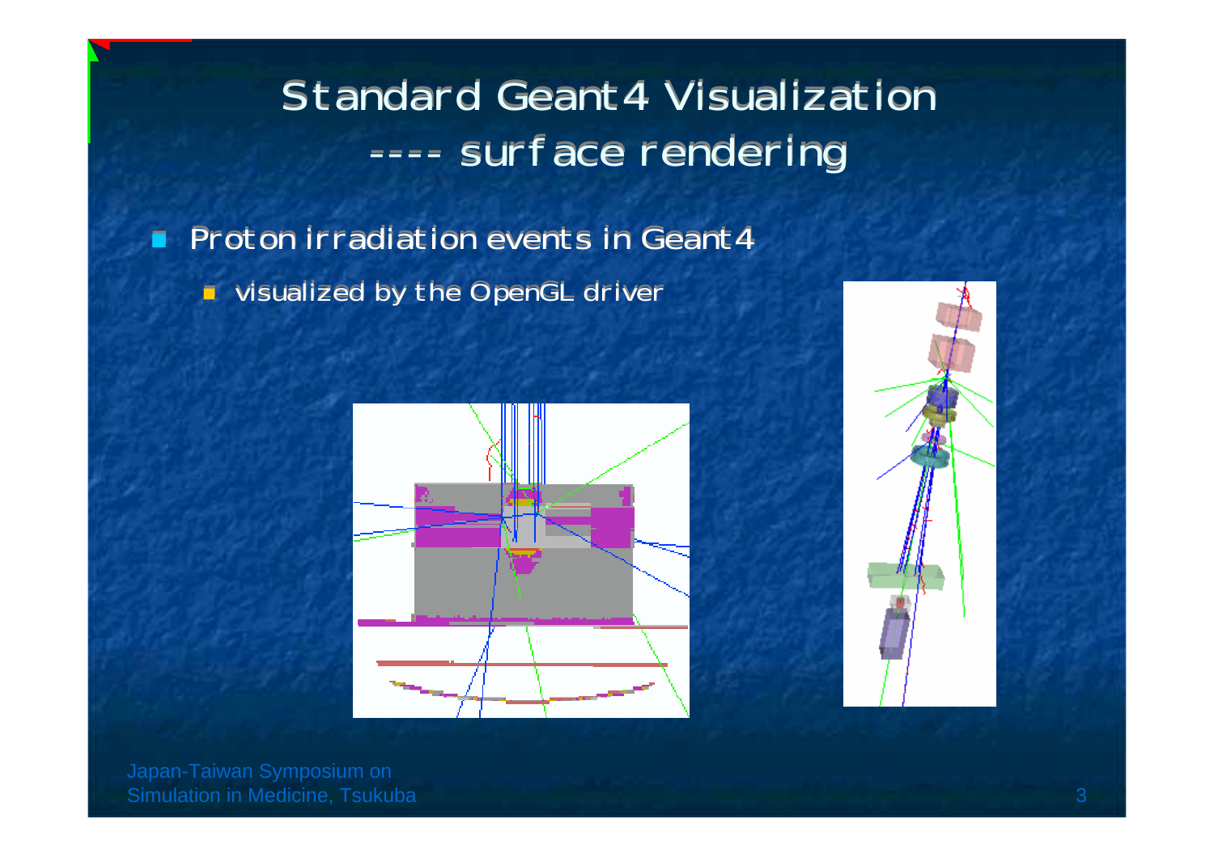# Standard Geant4 Visualization
## ---- surface rendering

- Proton irradiation events in Geant4
  - visualized by the OpenGL driver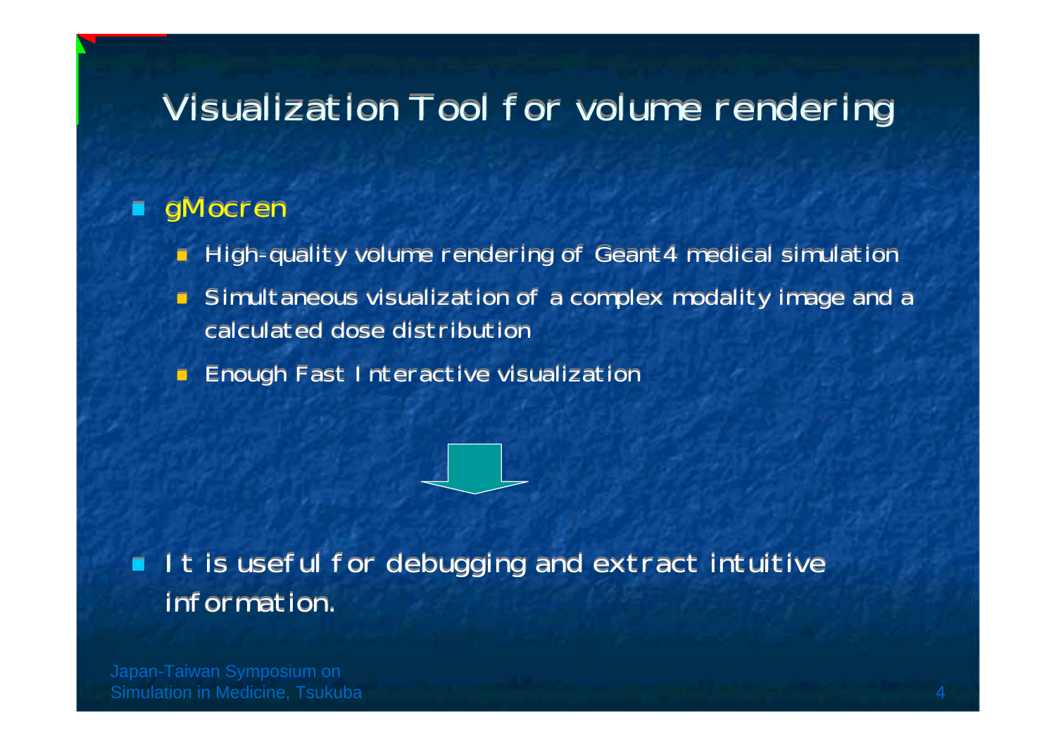# Visualization Tool for volume rendering

- gMocren
  - High-quality volume rendering of Geant4 medical simulation
  - Simultaneous visualization of a complex modality image and a calculated dose distribution
  - Enough Fast Interactive visualization

- It is useful for debugging and extract intuitive information.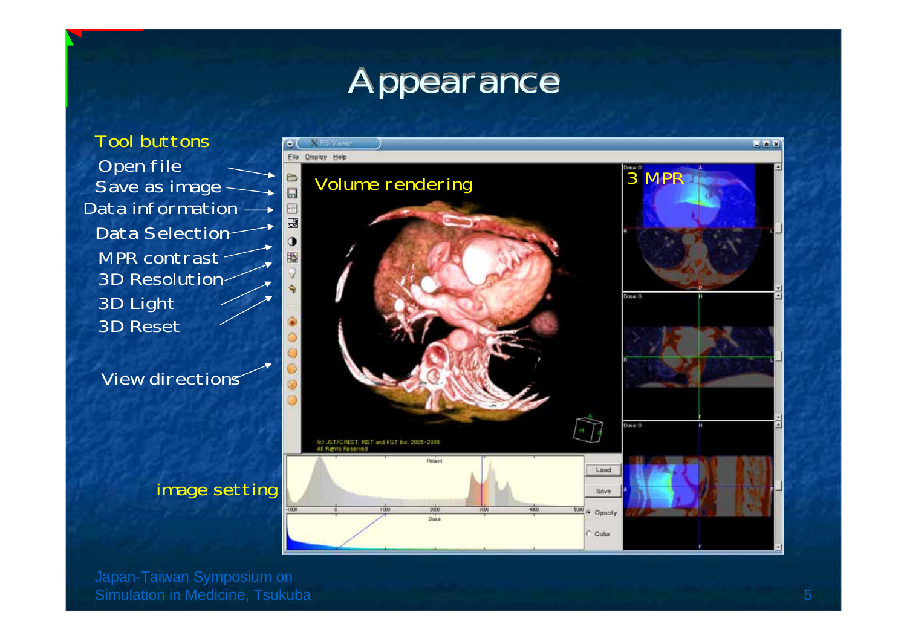# Appearance

Tool buttons

- Open file
- Save as image
- Data information
- Data Selection
- MPR contrast
- 3D Resolution
- 3D Light
- 3D Reset

View directions

image setting

Volume rendering

3 MPR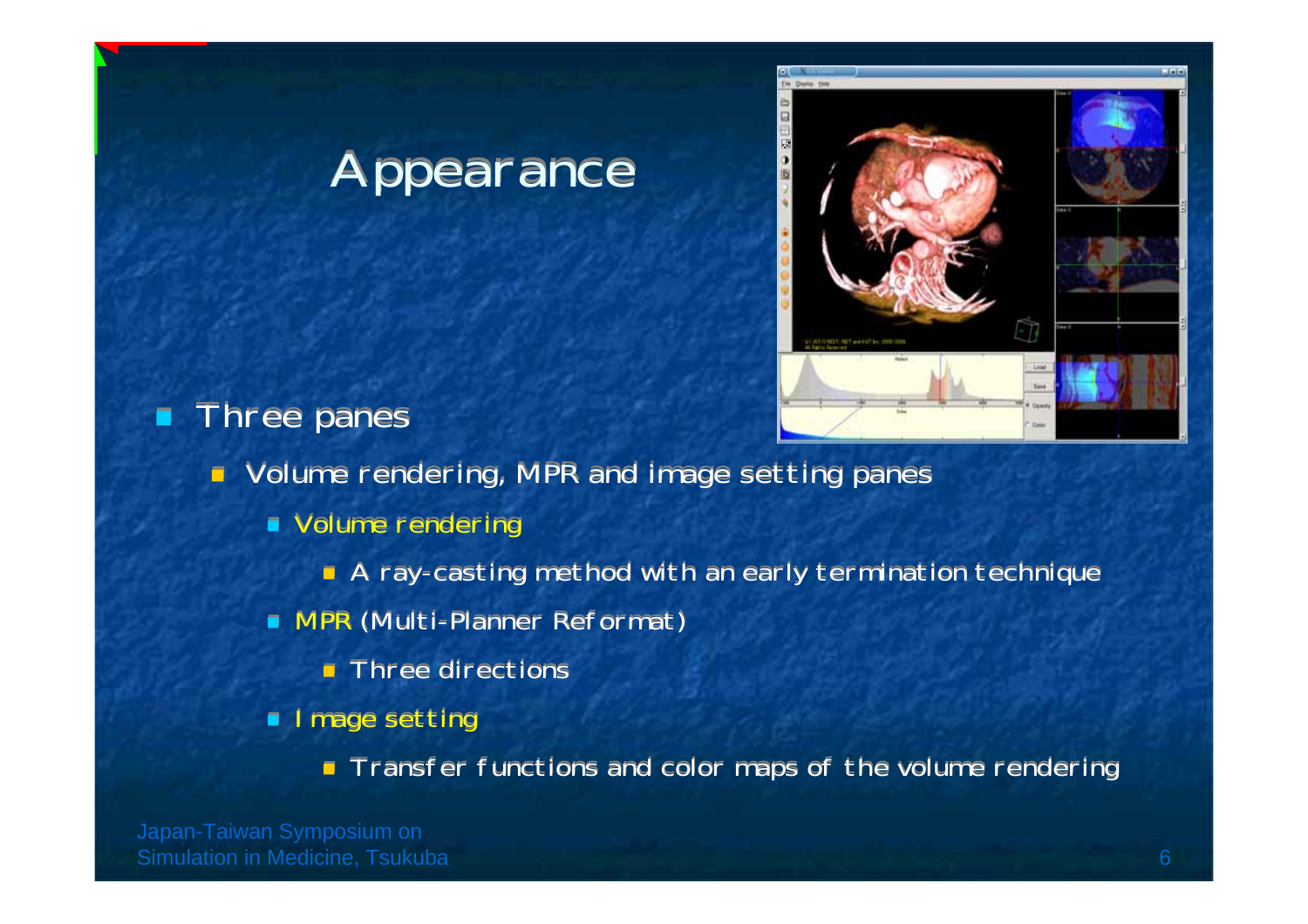# Appearance

- Three panes
  - Volume rendering, MPR and image setting panes
    - Volume rendering
      - A ray-casting method with an early termination technique
    - MPR (Multi-Planner Reformat)
      - Three directions
    - Image setting
      - Transfer functions and color maps of the volume rendering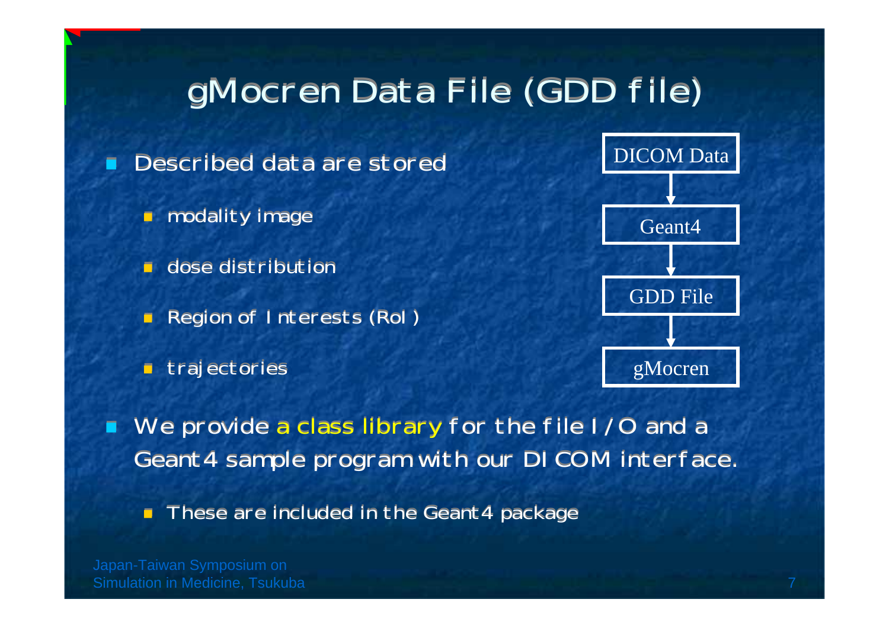# gMocren Data File (GDD file)

- Described data are stored
  - modality image
  - dose distribution
  - Region of Interests (RoI)
  - trajectories

DICOM Data → Geant4 → GDD File → gMocren

- We provide a class library for the file I/O and a Geant4 sample program with our DICOM interface.
  - These are included in the Geant4 package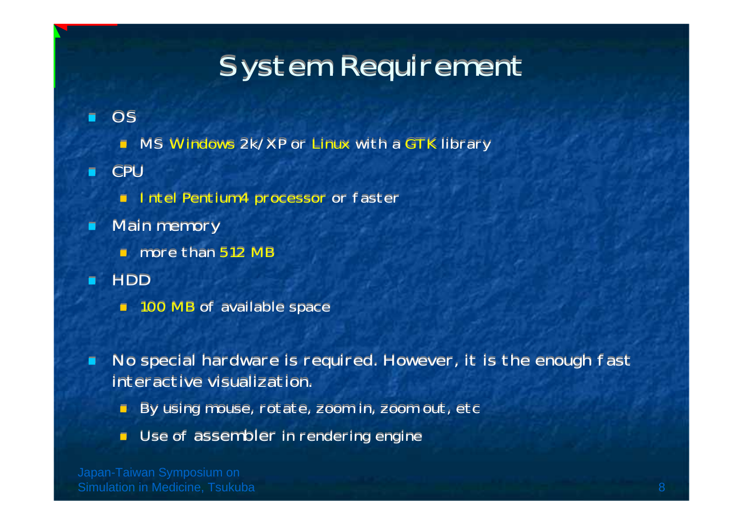# System Requirement

- OS
  - MS Windows 2k/XP or Linux with a GTK library
- CPU
  - Intel Pentium4 processor or faster
- Main memory
  - more than 512 MB
- HDD
  - 100 MB of available space

- No special hardware is required. However, it is the enough fast interactive visualization.
  - By using mouse, rotate, zoom in, zoom out, etc
  - Use of assembler in rendering engine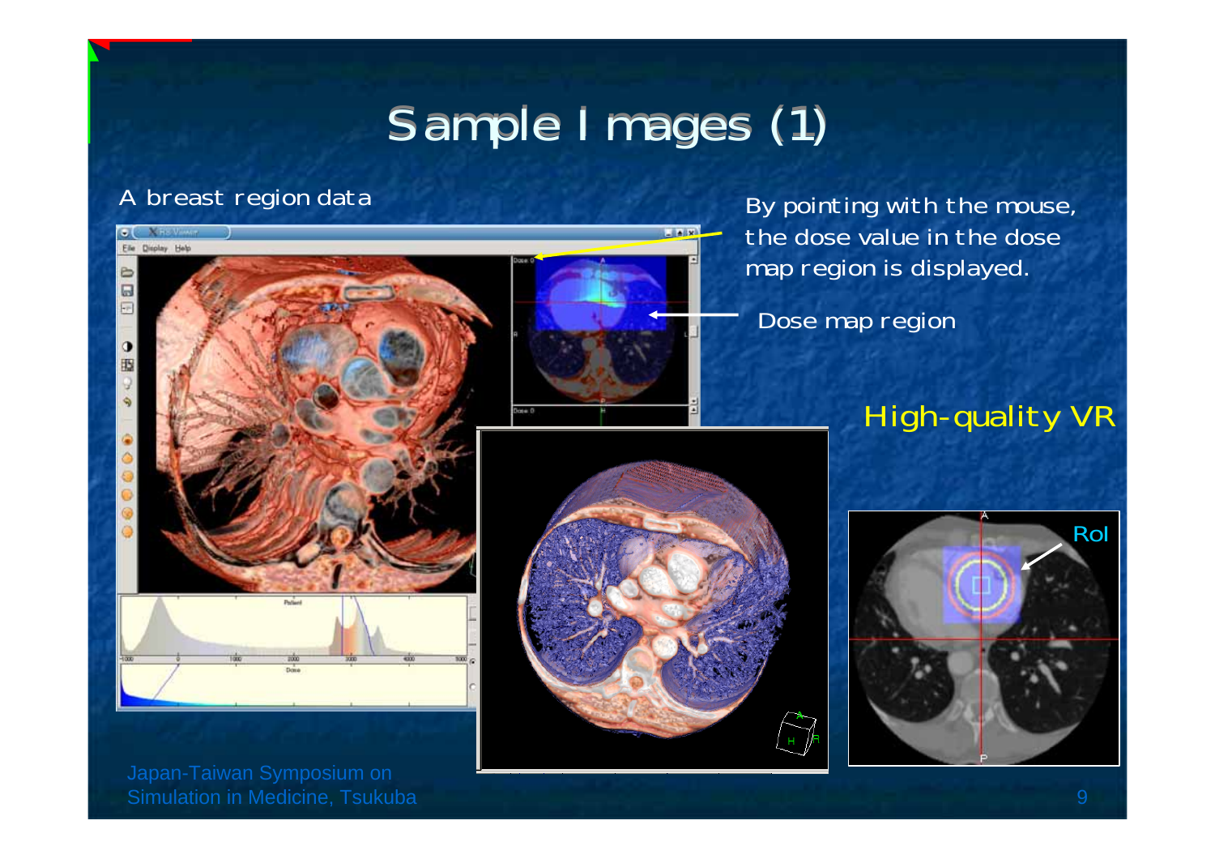# Sample Images (1)

A breast region data

By pointing with the mouse, the dose value in the dose map region is displayed.

Dose map region

High-quality VR

RoI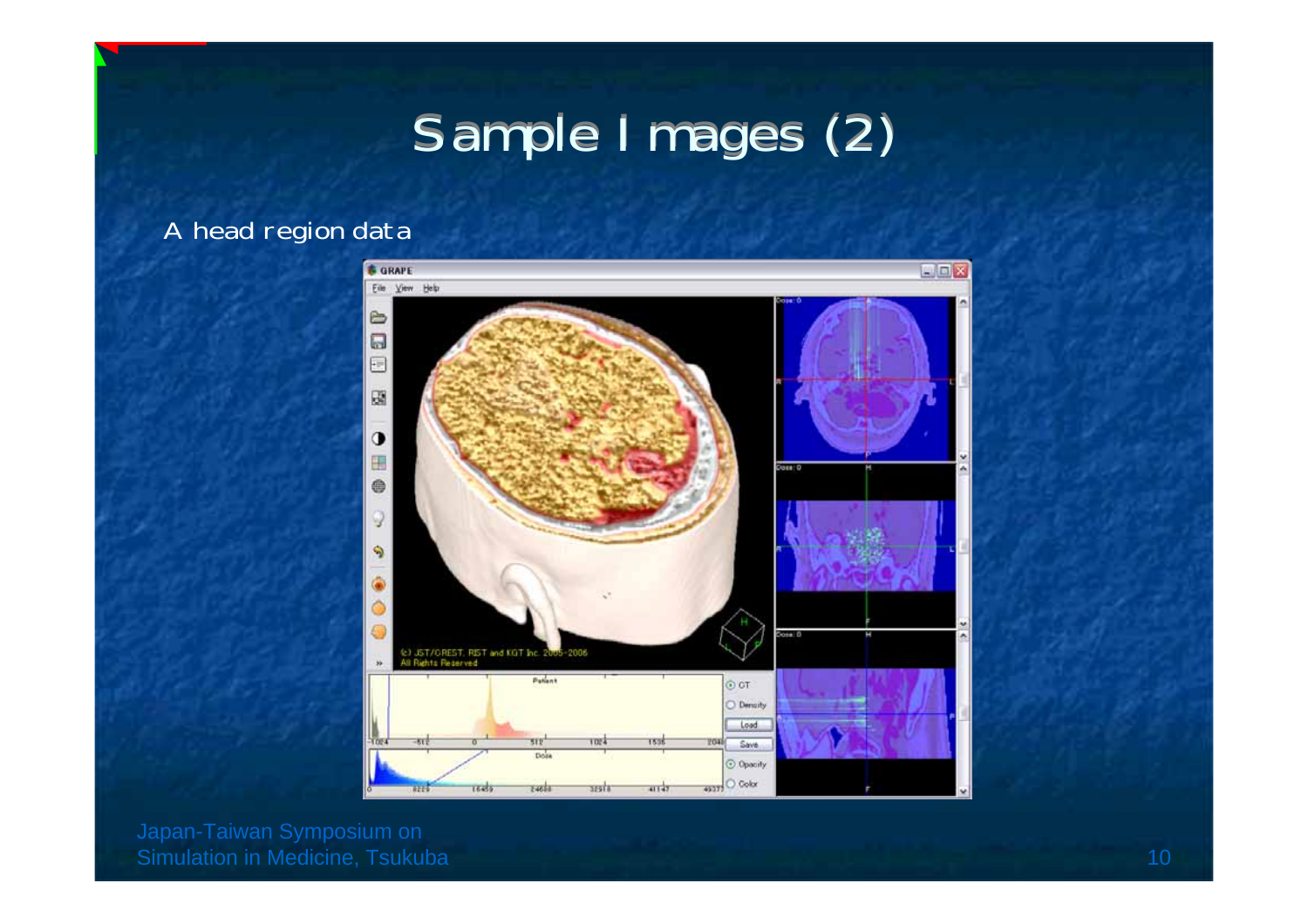# Sample Images (2)

A head region data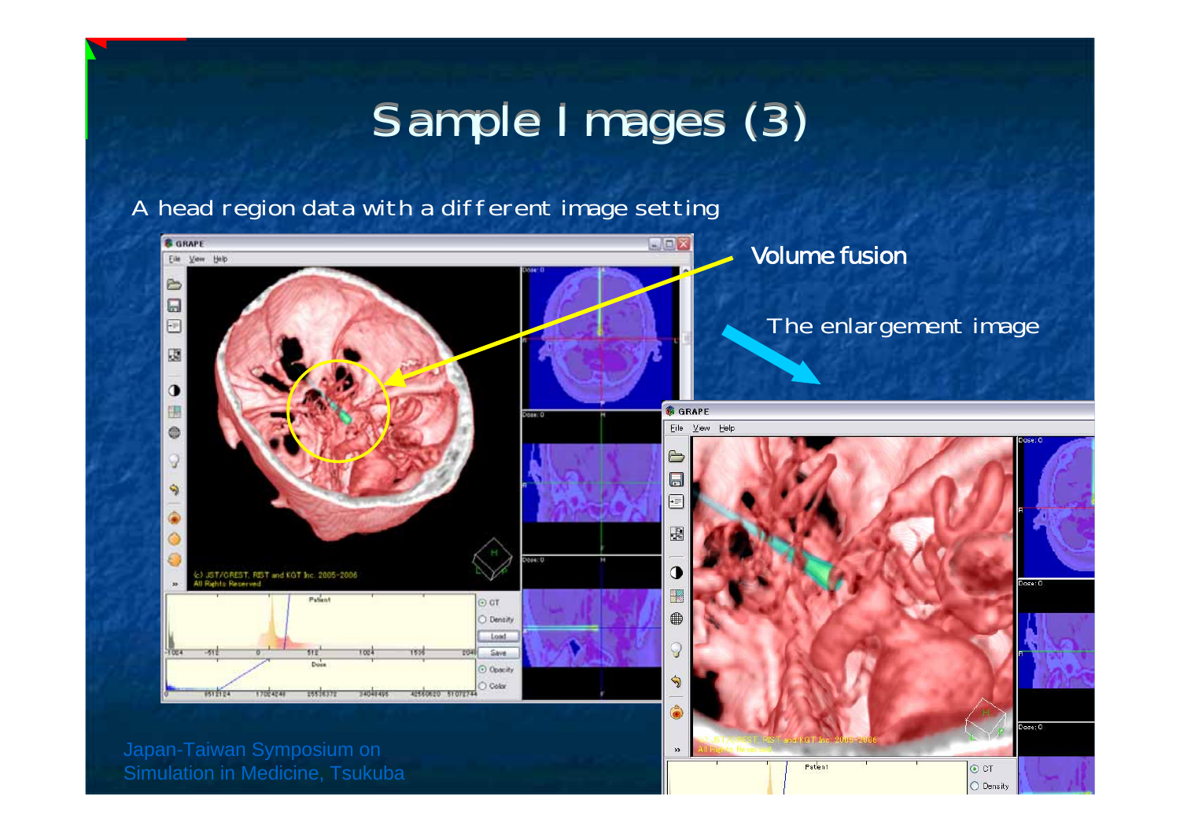# Sample Images (3)

A head region data with a different image setting

Volume fusion

The enlargement image

Japan-Taiwan Symposium on Simulation in Medicine, Tsukuba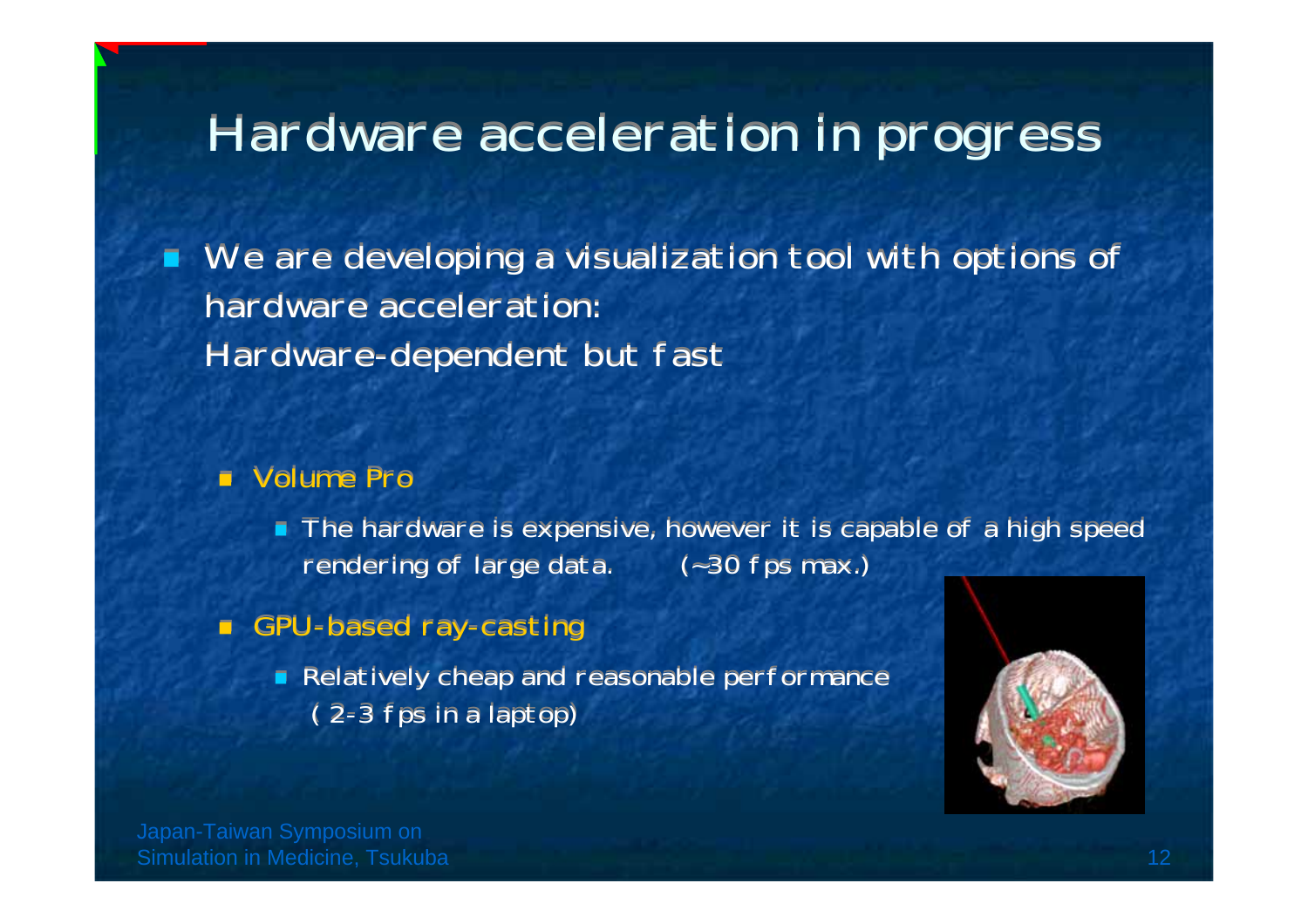# Hardware acceleration in progress

- We are developing a visualization tool with options of hardware acceleration:
  Hardware-dependent but fast

  - Volume Pro
    - The hardware is expensive, however it is capable of a high speed rendering of large data. (~30 fps max.)
  - GPU-based ray-casting
    - Relatively cheap and reasonable performance ( 2-3 fps in a laptop)

Japan-Taiwan Symposium on Simulation in Medicine, Tsukuba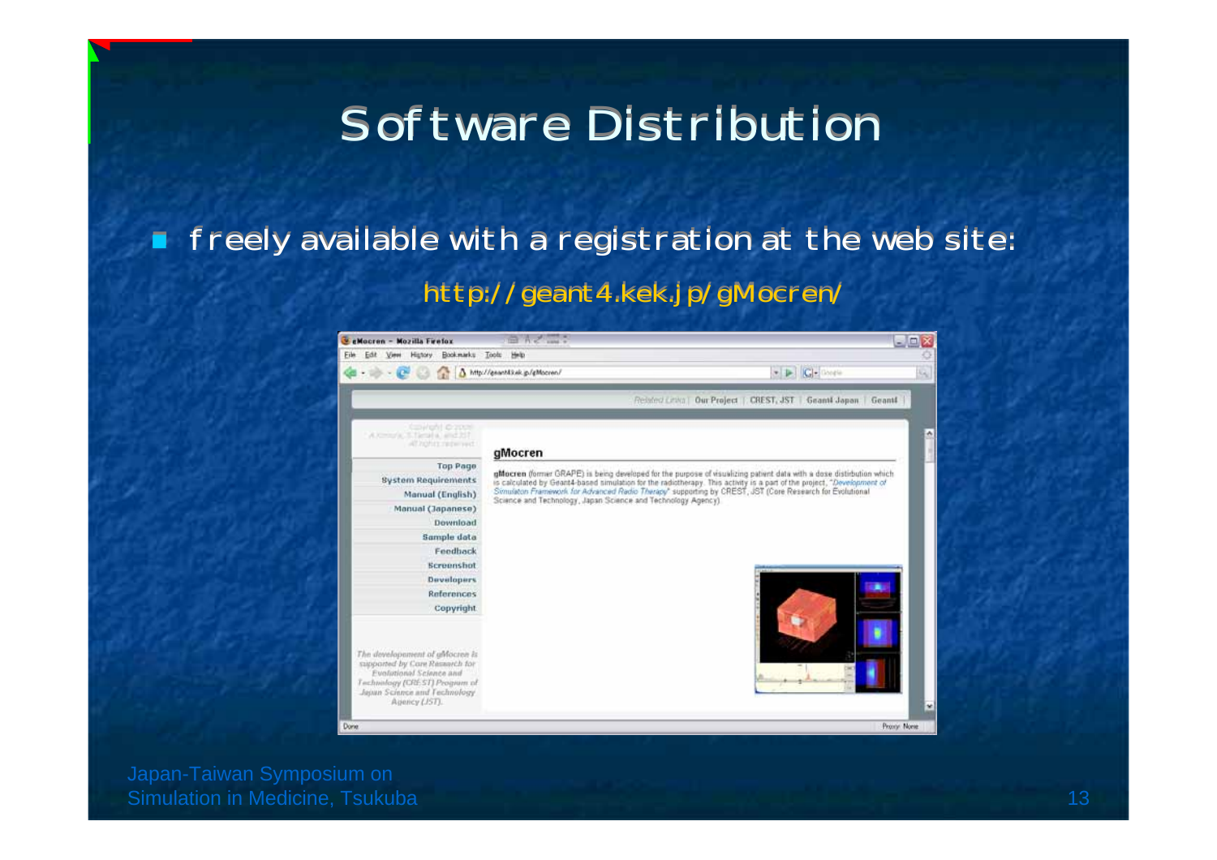# Software Distribution

- freely available with a registration at the web site:

  http://geant4.kek.jp/gMocren/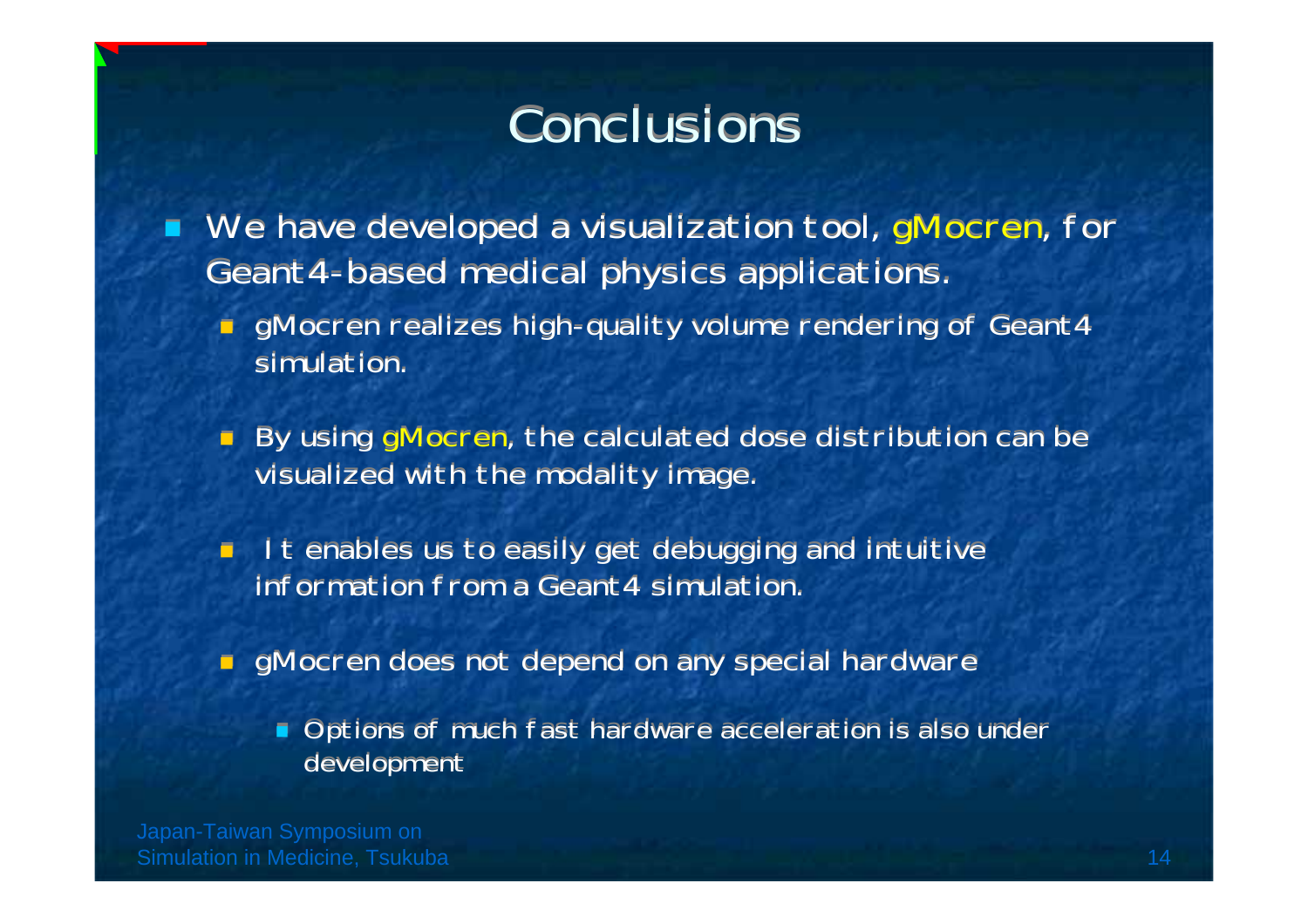# Conclusions

- We have developed a visualization tool, gMocren, for Geant4-based medical physics applications.
  - gMocren realizes high-quality volume rendering of Geant4 simulation.
  - By using gMocren, the calculated dose distribution can be visualized with the modality image.
  - It enables us to easily get debugging and intuitive information from a Geant4 simulation.
  - gMocren does not depend on any special hardware
    - Options of much fast hardware acceleration is also under development

Japan-Taiwan Symposium on Simulation in Medicine, Tsukuba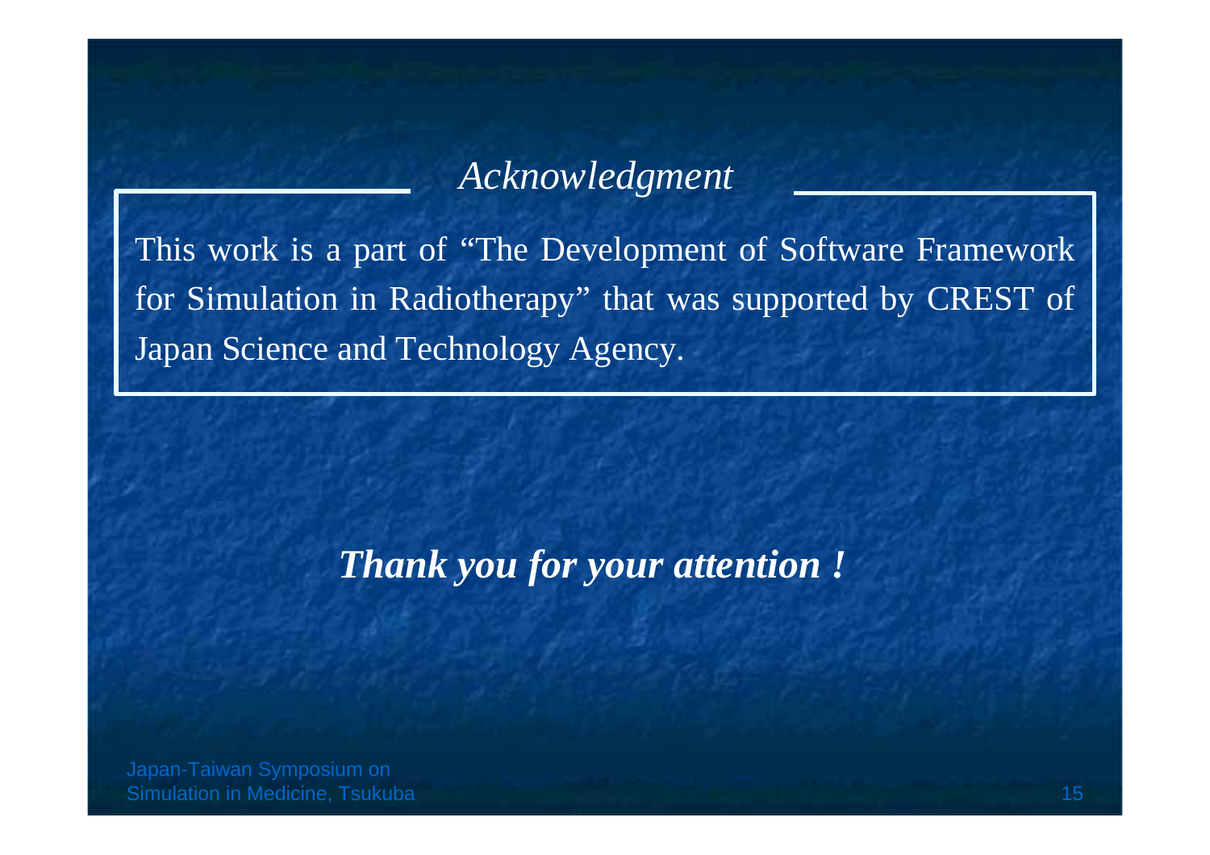## *Acknowledgment*

This work is a part of “The Development of Software Framework for Simulation in Radiotherapy” that was supported by CREST of Japan Science and Technology Agency.

***Thank you for your attention !***